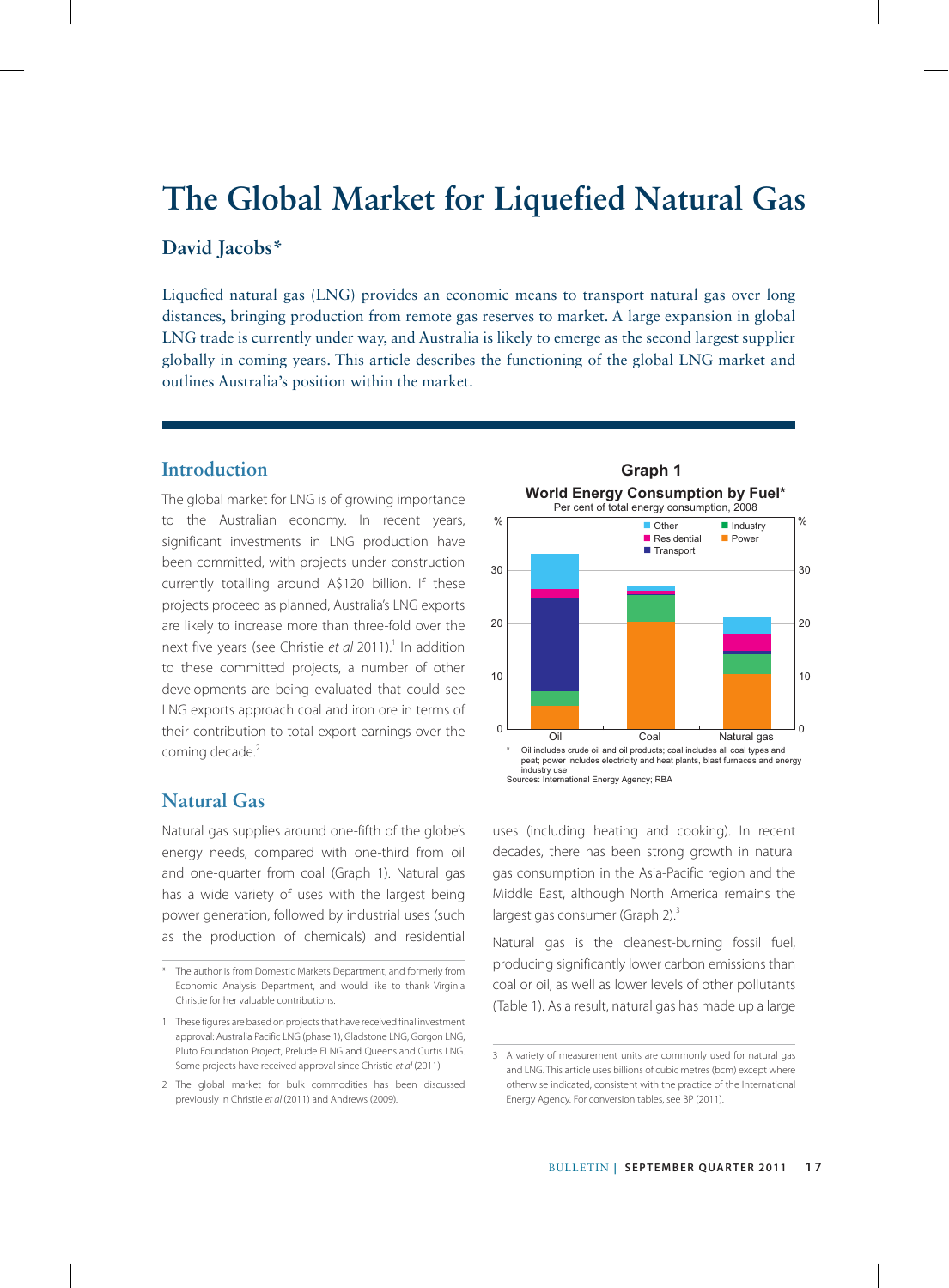# The Global Market for Liquefied Natural Gas

## David Jacobs*

Liquefied natural gas (LNG) provides an economic means to transport natural gas over long distances, bringing production from remote gas reserves to market. A large expansion in global LNG trade is currently under way, and Australia is likely to emerge as the second largest supplier globally in coming years. This article describes the functioning of the global LNG market and outlines Australia's position within the market.

## Introduction

The global market for LNG is of growing importance to the Australian economy. In recent years, significant investments in LNG production have been committed, with projects under construction currently totalling around A$120 billion. If these projects proceed as planned, Australia's LNG exports are likely to increase more than three-fold over the next five years (see Christie *et al* 2011).[1] In addition to these committed projects, a number of other developments are being evaluated that could see LNG exports approach coal and iron ore in terms of their contribution to total export earnings over the coming decade.[2]

**Graph 1**

**World Energy Consumption by Fuel***

Per cent of total energy consumption, 2008

\* Oil includes crude oil and oil products; coal includes all coal types and peat; power includes electricity and heat plants, blast furnaces and energy industry use

Sources: International Energy Agency; RBA

## Natural Gas

Natural gas supplies around one-fifth of the globe's energy needs, compared with one-third from oil and one-quarter from coal (Graph 1). Natural gas has a wide variety of uses with the largest being power generation, followed by industrial uses (such as the production of chemicals) and residential uses (including heating and cooking). In recent decades, there has been strong growth in natural gas consumption in the Asia-Pacific region and the Middle East, although North America remains the largest gas consumer (Graph 2).[3]

Natural gas is the cleanest-burning fossil fuel, producing significantly lower carbon emissions than coal or oil, as well as lower levels of other pollutants (Table 1). As a result, natural gas has made up a large

\* The author is from Domestic Markets Department, and formerly from Economic Analysis Department, and would like to thank Virginia Christie for her valuable contributions.

1 These figures are based on projects that have received final investment approval: Australia Pacific LNG (phase 1), Gladstone LNG, Gorgon LNG, Pluto Foundation Project, Prelude FLNG and Queensland Curtis LNG. Some projects have received approval since Christie *et al* (2011).

2 The global market for bulk commodities has been discussed previously in Christie *et al* (2011) and Andrews (2009).

3 A variety of measurement units are commonly used for natural gas and LNG. This article uses billions of cubic metres (bcm) except where otherwise indicated, consistent with the practice of the International Energy Agency. For conversion tables, see BP (2011).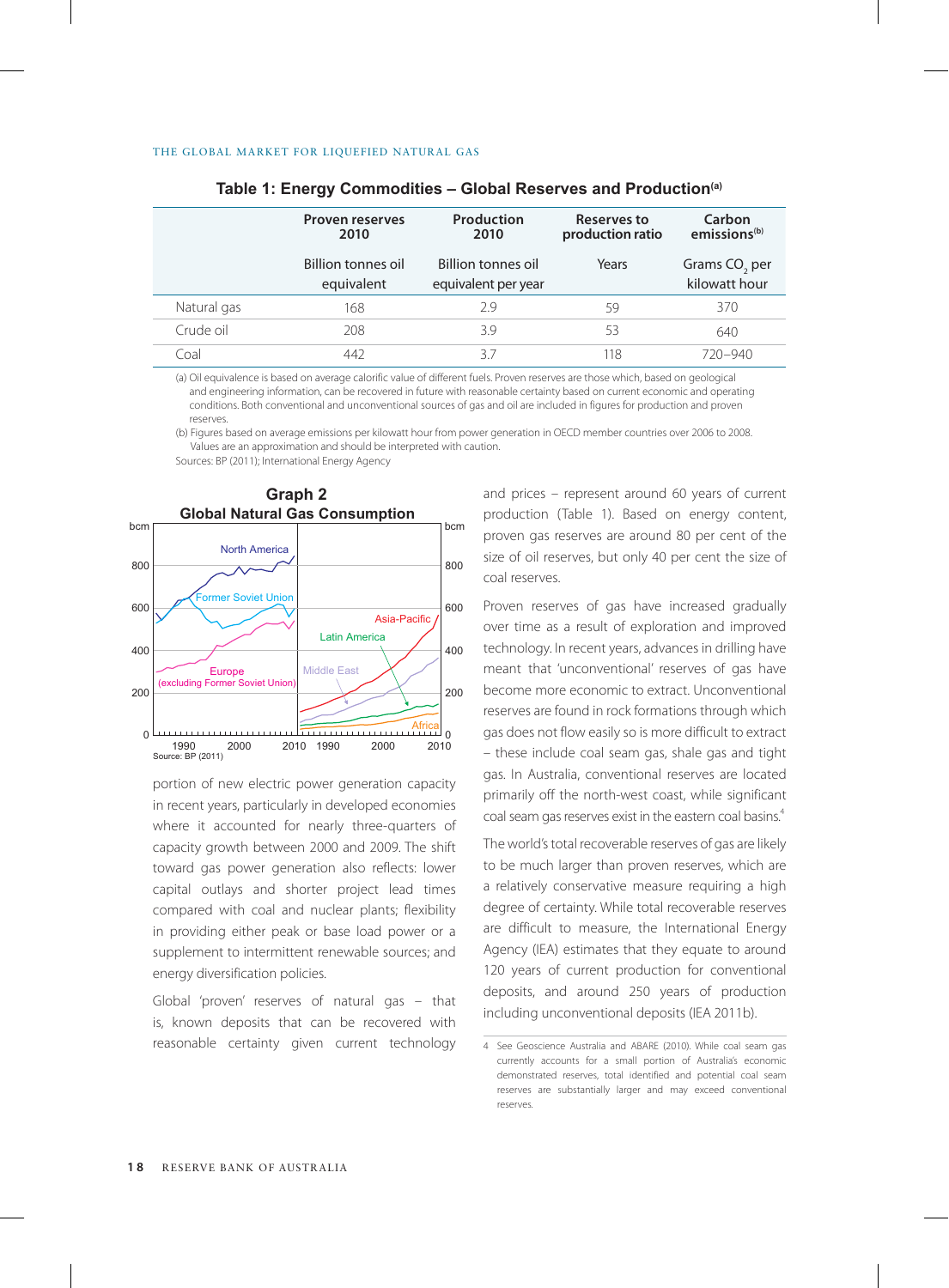## Table 1: Energy Commodities – Global Reserves and Production[(a)]

| | Proven reserves 2010 | Production 2010 | Reserves to production ratio | Carbon emissions[(b)] |
|---|---|---|---|---|
| | Billion tonnes oil equivalent | Billion tonnes oil equivalent per year | Years | Grams $CO_2$ per kilowatt hour |
| Natural gas | 168 | 2.9 | 59 | 370 |
| Crude oil | 208 | 3.9 | 53 | 640 |
| Coal | 442 | 3.7 | 118 | 720–940 |

(a) Oil equivalence is based on average calorific value of different fuels. Proven reserves are those which, based on geological and engineering information, can be recovered in future with reasonable certainty based on current economic and operating conditions. Both conventional and unconventional sources of gas and oil are included in figures for production and proven reserves.

(b) Figures based on average emissions per kilowatt hour from power generation in OECD member countries over 2006 to 2008. Values are an approximation and should be interpreted with caution.

Sources: BP (2011); International Energy Agency

**Graph 2**
**Global Natural Gas Consumption**

Source: BP (2011)

portion of new electric power generation capacity in recent years, particularly in developed economies where it accounted for nearly three-quarters of capacity growth between 2000 and 2009. The shift toward gas power generation also reflects: lower capital outlays and shorter project lead times compared with coal and nuclear plants; flexibility in providing either peak or base load power or a supplement to intermittent renewable sources; and energy diversification policies.

Global 'proven' reserves of natural gas – that is, known deposits that can be recovered with reasonable certainty given current technology and prices – represent around 60 years of current production (Table 1). Based on energy content, proven gas reserves are around 80 per cent of the size of oil reserves, but only 40 per cent the size of coal reserves.

Proven reserves of gas have increased gradually over time as a result of exploration and improved technology. In recent years, advances in drilling have meant that 'unconventional' reserves of gas have become more economic to extract. Unconventional reserves are found in rock formations through which gas does not flow easily so is more difficult to extract – these include coal seam gas, shale gas and tight gas. In Australia, conventional reserves are located primarily off the north-west coast, while significant coal seam gas reserves exist in the eastern coal basins.[4]

The world's total recoverable reserves of gas are likely to be much larger than proven reserves, which are a relatively conservative measure requiring a high degree of certainty. While total recoverable reserves are difficult to measure, the International Energy Agency (IEA) estimates that they equate to around 120 years of current production for conventional deposits, and around 250 years of production including unconventional deposits (IEA 2011b).

4 See Geoscience Australia and ABARE (2010). While coal seam gas currently accounts for a small portion of Australia's economic demonstrated reserves, total identified and potential coal seam reserves are substantially larger and may exceed conventional reserves.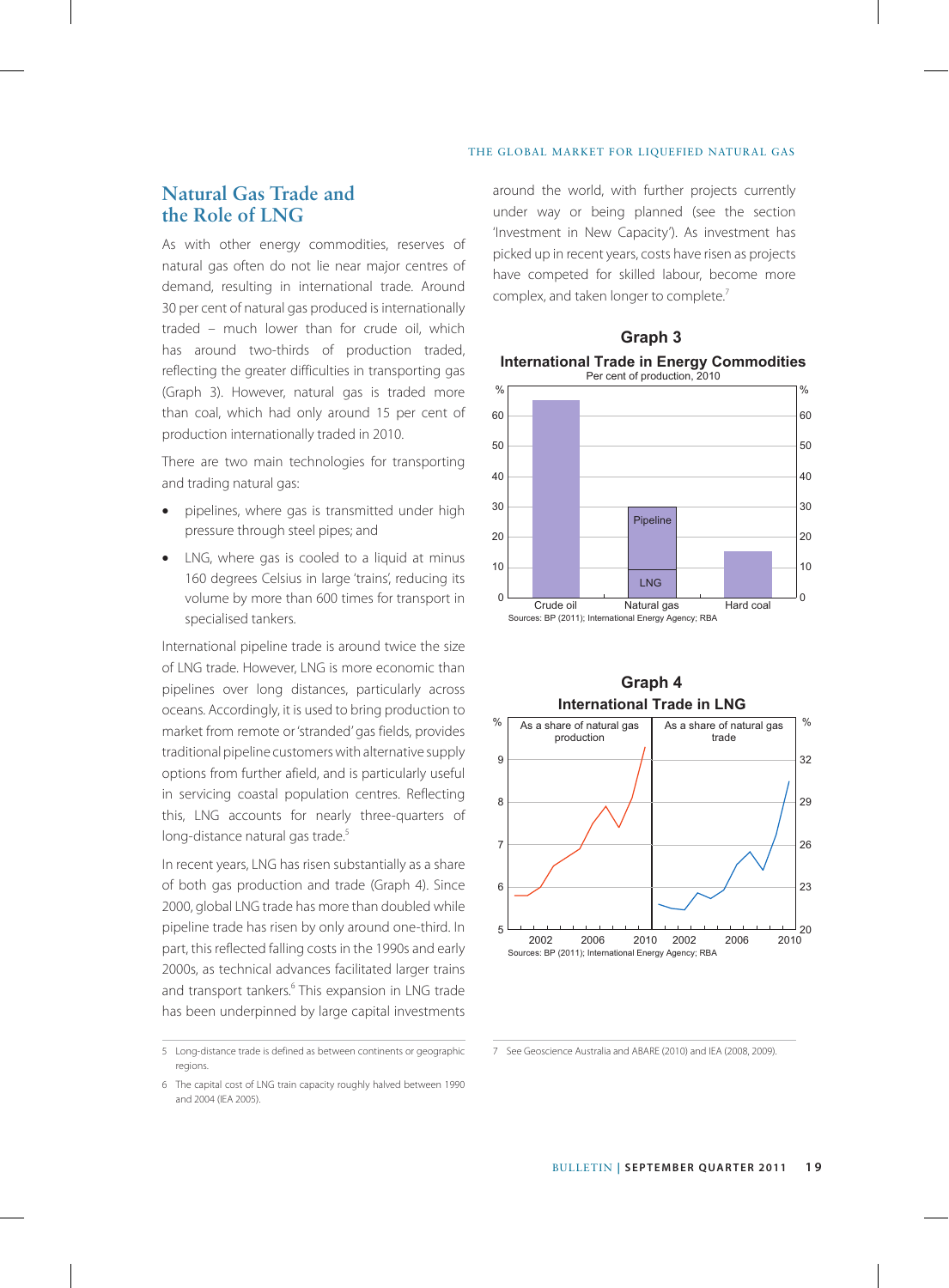## Natural Gas Trade and the Role of LNG

As with other energy commodities, reserves of natural gas often do not lie near major centres of demand, resulting in international trade. Around 30 per cent of natural gas produced is internationally traded – much lower than for crude oil, which has around two-thirds of production traded, reflecting the greater difficulties in transporting gas (Graph 3). However, natural gas is traded more than coal, which had only around 15 per cent of production internationally traded in 2010.

There are two main technologies for transporting and trading natural gas:

- pipelines, where gas is transmitted under high pressure through steel pipes; and
- LNG, where gas is cooled to a liquid at minus 160 degrees Celsius in large 'trains', reducing its volume by more than 600 times for transport in specialised tankers.

International pipeline trade is around twice the size of LNG trade. However, LNG is more economic than pipelines over long distances, particularly across oceans. Accordingly, it is used to bring production to market from remote or 'stranded' gas fields, provides traditional pipeline customers with alternative supply options from further afield, and is particularly useful in servicing coastal population centres. Reflecting this, LNG accounts for nearly three-quarters of long-distance natural gas trade.[5]

In recent years, LNG has risen substantially as a share of both gas production and trade (Graph 4). Since 2000, global LNG trade has more than doubled while pipeline trade has risen by only around one-third. In part, this reflected falling costs in the 1990s and early 2000s, as technical advances facilitated larger trains and transport tankers.[6] This expansion in LNG trade has been underpinned by large capital investments around the world, with further projects currently under way or being planned (see the section 'Investment in New Capacity'). As investment has picked up in recent years, costs have risen as projects have competed for skilled labour, become more complex, and taken longer to complete.[7]

**Graph 3**
**International Trade in Energy Commodities**
Per cent of production, 2010

Sources: BP (2011); International Energy Agency; RBA

**Graph 4**
**International Trade in LNG**

Sources: BP (2011); International Energy Agency; RBA

5 Long-distance trade is defined as between continents or geographic regions.

6 The capital cost of LNG train capacity roughly halved between 1990 and 2004 (IEA 2005).

7 See Geoscience Australia and ABARE (2010) and IEA (2008, 2009).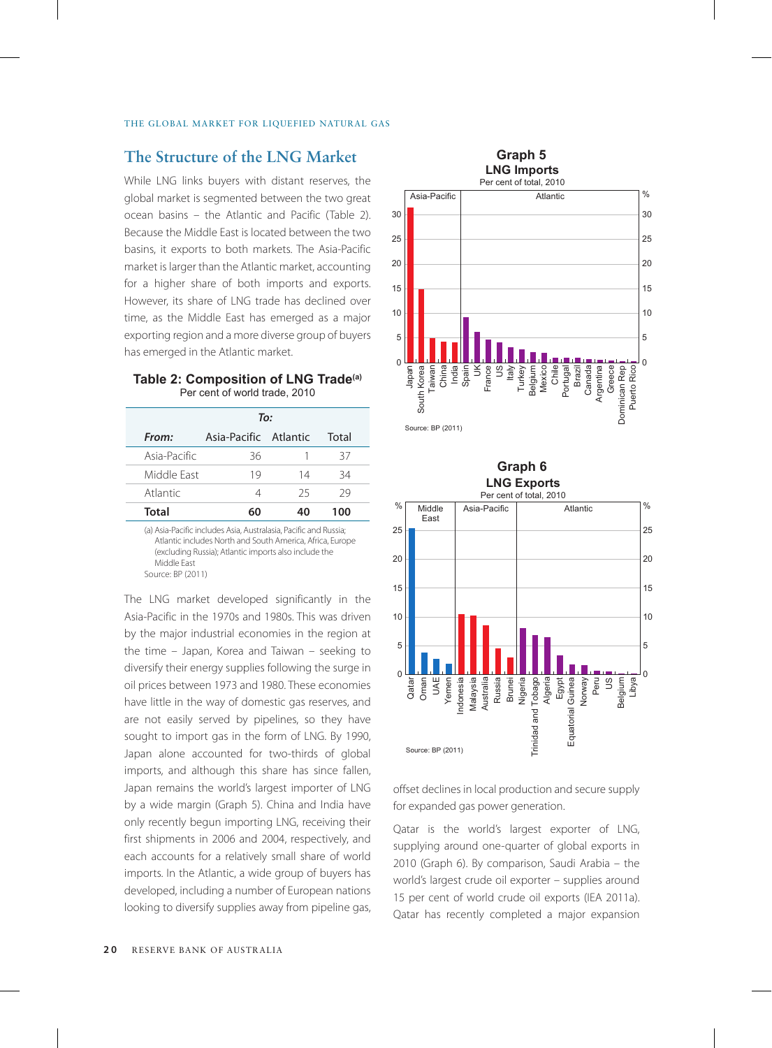## The Structure of the LNG Market

While LNG links buyers with distant reserves, the global market is segmented between the two great ocean basins – the Atlantic and Pacific (Table 2). Because the Middle East is located between the two basins, it exports to both markets. The Asia-Pacific market is larger than the Atlantic market, accounting for a higher share of both imports and exports. However, its share of LNG trade has declined over time, as the Middle East has emerged as a major exporting region and a more diverse group of buyers has emerged in the Atlantic market.

**Table 2: Composition of LNG Trade(a)**
Per cent of world trade, 2010

| | *To:* | | |
|---|---|---|---|
| *From:* | Asia-Pacific | Atlantic | Total |
| Asia-Pacific | 36 | 1 | 37 |
| Middle East | 19 | 14 | 34 |
| Atlantic | 4 | 25 | 29 |
| **Total** | **60** | **40** | **100** |

(a) Asia-Pacific includes Asia, Australasia, Pacific and Russia; Atlantic includes North and South America, Africa, Europe (excluding Russia); Atlantic imports also include the Middle East
Source: BP (2011)

The LNG market developed significantly in the Asia-Pacific in the 1970s and 1980s. This was driven by the major industrial economies in the region at the time – Japan, Korea and Taiwan – seeking to diversify their energy supplies following the surge in oil prices between 1973 and 1980. These economies have little in the way of domestic gas reserves, and are not easily served by pipelines, so they have sought to import gas in the form of LNG. By 1990, Japan alone accounted for two-thirds of global imports, and although this share has since fallen, Japan remains the world's largest importer of LNG by a wide margin (Graph 5). China and India have only recently begun importing LNG, receiving their first shipments in 2006 and 2004, respectively, and each accounts for a relatively small share of world imports. In the Atlantic, a wide group of buyers has developed, including a number of European nations looking to diversify supplies away from pipeline gas, offset declines in local production and secure supply for expanded gas power generation.

**Graph 5**
**LNG Imports**
Per cent of total, 2010

Source: BP (2011)

**Graph 6**
**LNG Exports**
Per cent of total, 2010

Source: BP (2011)

Qatar is the world's largest exporter of LNG, supplying around one-quarter of global exports in 2010 (Graph 6). By comparison, Saudi Arabia – the world's largest crude oil exporter – supplies around 15 per cent of world crude oil exports (IEA 2011a). Qatar has recently completed a major expansion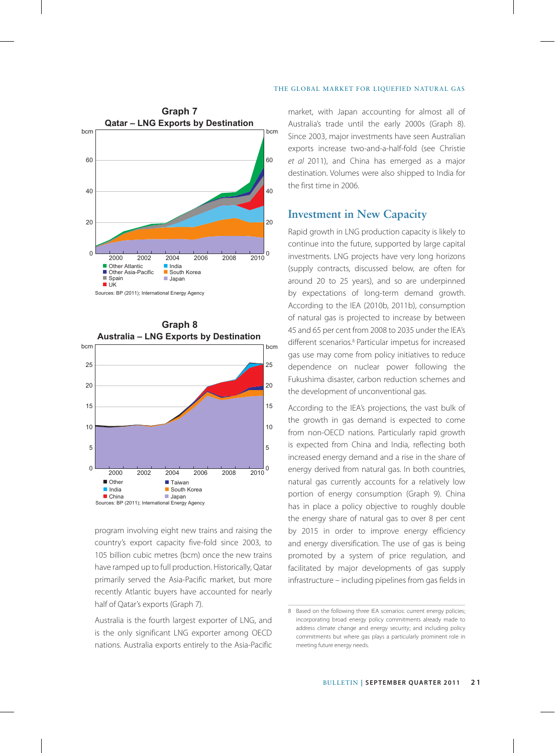**Graph 7**
**Qatar – LNG Exports by Destination**

Sources: BP (2011); International Energy Agency

**Graph 8**
**Australia – LNG Exports by Destination**

Sources: BP (2011); International Energy Agency

program involving eight new trains and raising the country's export capacity five-fold since 2003, to 105 billion cubic metres (bcm) once the new trains have ramped up to full production. Historically, Qatar primarily served the Asia-Pacific market, but more recently Atlantic buyers have accounted for nearly half of Qatar's exports (Graph 7).

Australia is the fourth largest exporter of LNG, and is the only significant LNG exporter among OECD nations. Australia exports entirely to the Asia-Pacific market, with Japan accounting for almost all of Australia's trade until the early 2000s (Graph 8). Since 2003, major investments have seen Australian exports increase two-and-a-half-fold (see Christie *et al* 2011), and China has emerged as a major destination. Volumes were also shipped to India for the first time in 2006.

## Investment in New Capacity

Rapid growth in LNG production capacity is likely to continue into the future, supported by large capital investments. LNG projects have very long horizons (supply contracts, discussed below, are often for around 20 to 25 years), and so are underpinned by expectations of long-term demand growth. According to the IEA (2010b, 2011b), consumption of natural gas is projected to increase by between 45 and 65 per cent from 2008 to 2035 under the IEA's different scenarios.[8] Particular impetus for increased gas use may come from policy initiatives to reduce dependence on nuclear power following the Fukushima disaster, carbon reduction schemes and the development of unconventional gas.

According to the IEA's projections, the vast bulk of the growth in gas demand is expected to come from non-OECD nations. Particularly rapid growth is expected from China and India, reflecting both increased energy demand and a rise in the share of energy derived from natural gas. In both countries, natural gas currently accounts for a relatively low portion of energy consumption (Graph 9). China has in place a policy objective to roughly double the energy share of natural gas to over 8 per cent by 2015 in order to improve energy efficiency and energy diversification. The use of gas is being promoted by a system of price regulation, and facilitated by major developments of gas supply infrastructure – including pipelines from gas fields in

8 Based on the following three IEA scenarios: current energy policies; incorporating broad energy policy commitments already made to address climate change and energy security; and including policy commitments but where gas plays a particularly prominent role in meeting future energy needs.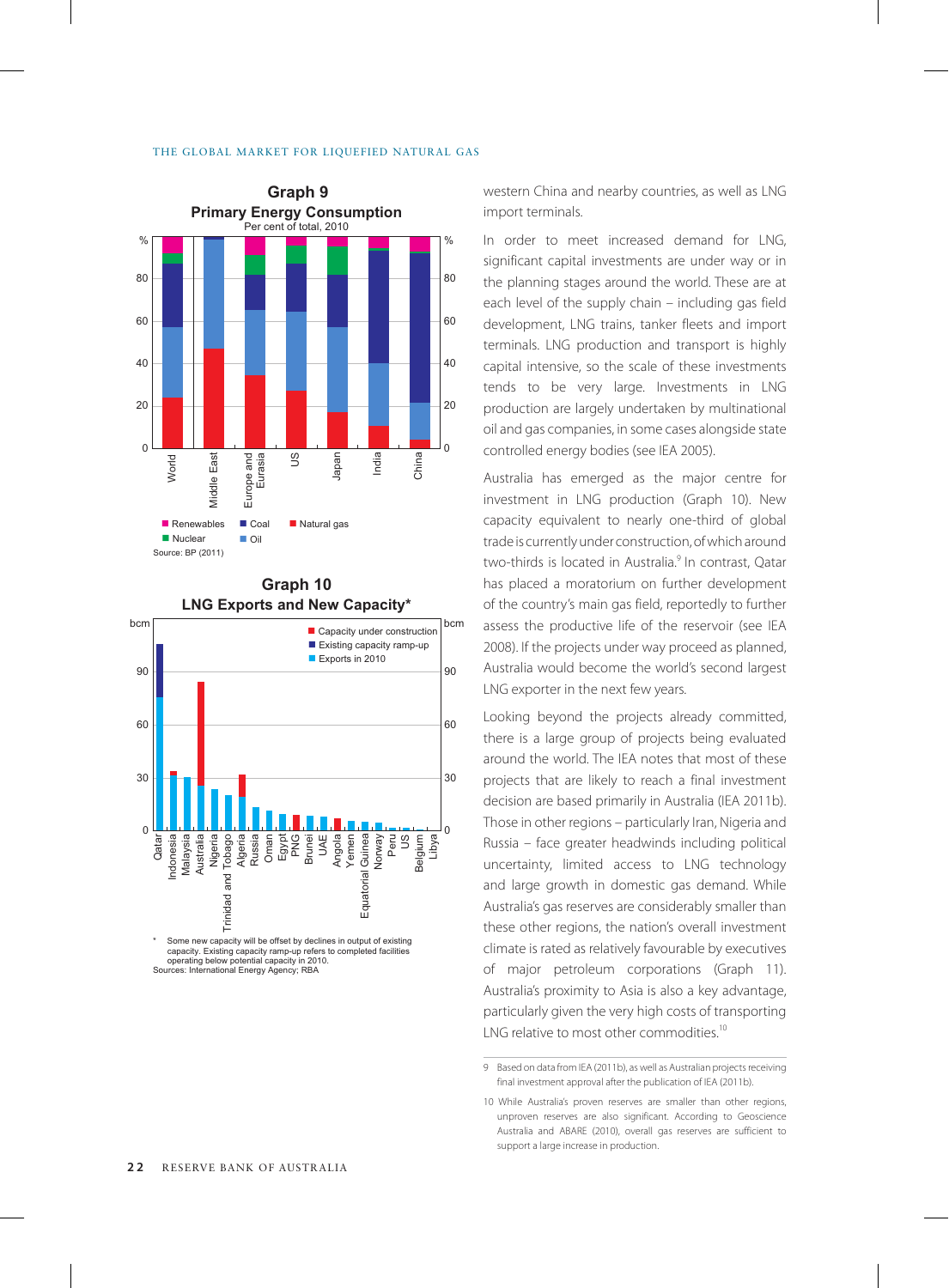**Graph 9**
**Primary Energy Consumption**
Per cent of total, 2010

Renewables, Nuclear, Coal, Oil, Natural gas

Source: BP (2011)

**Graph 10**
**LNG Exports and New Capacity***

Capacity under construction, Existing capacity ramp-up, Exports in 2010

\* Some new capacity will be offset by declines in output of existing capacity. Existing capacity ramp-up refers to completed facilities operating below potential capacity in 2010.
Sources: International Energy Agency; RBA

western China and nearby countries, as well as LNG import terminals.

In order to meet increased demand for LNG, significant capital investments are under way or in the planning stages around the world. These are at each level of the supply chain – including gas field development, LNG trains, tanker fleets and import terminals. LNG production and transport is highly capital intensive, so the scale of these investments tends to be very large. Investments in LNG production are largely undertaken by multinational oil and gas companies, in some cases alongside state controlled energy bodies (see IEA 2005).

Australia has emerged as the major centre for investment in LNG production (Graph 10). New capacity equivalent to nearly one-third of global trade is currently under construction, of which around two-thirds is located in Australia.[9] In contrast, Qatar has placed a moratorium on further development of the country's main gas field, reportedly to further assess the productive life of the reservoir (see IEA 2008). If the projects under way proceed as planned, Australia would become the world's second largest LNG exporter in the next few years.

Looking beyond the projects already committed, there is a large group of projects being evaluated around the world. The IEA notes that most of these projects that are likely to reach a final investment decision are based primarily in Australia (IEA 2011b). Those in other regions – particularly Iran, Nigeria and Russia – face greater headwinds including political uncertainty, limited access to LNG technology and large growth in domestic gas demand. While Australia's gas reserves are considerably smaller than these other regions, the nation's overall investment climate is rated as relatively favourable by executives of major petroleum corporations (Graph 11). Australia's proximity to Asia is also a key advantage, particularly given the very high costs of transporting LNG relative to most other commodities.[10]

9 Based on data from IEA (2011b), as well as Australian projects receiving final investment approval after the publication of IEA (2011b).

10 While Australia's proven reserves are smaller than other regions, unproven reserves are also significant. According to Geoscience Australia and ABARE (2010), overall gas reserves are sufficient to support a large increase in production.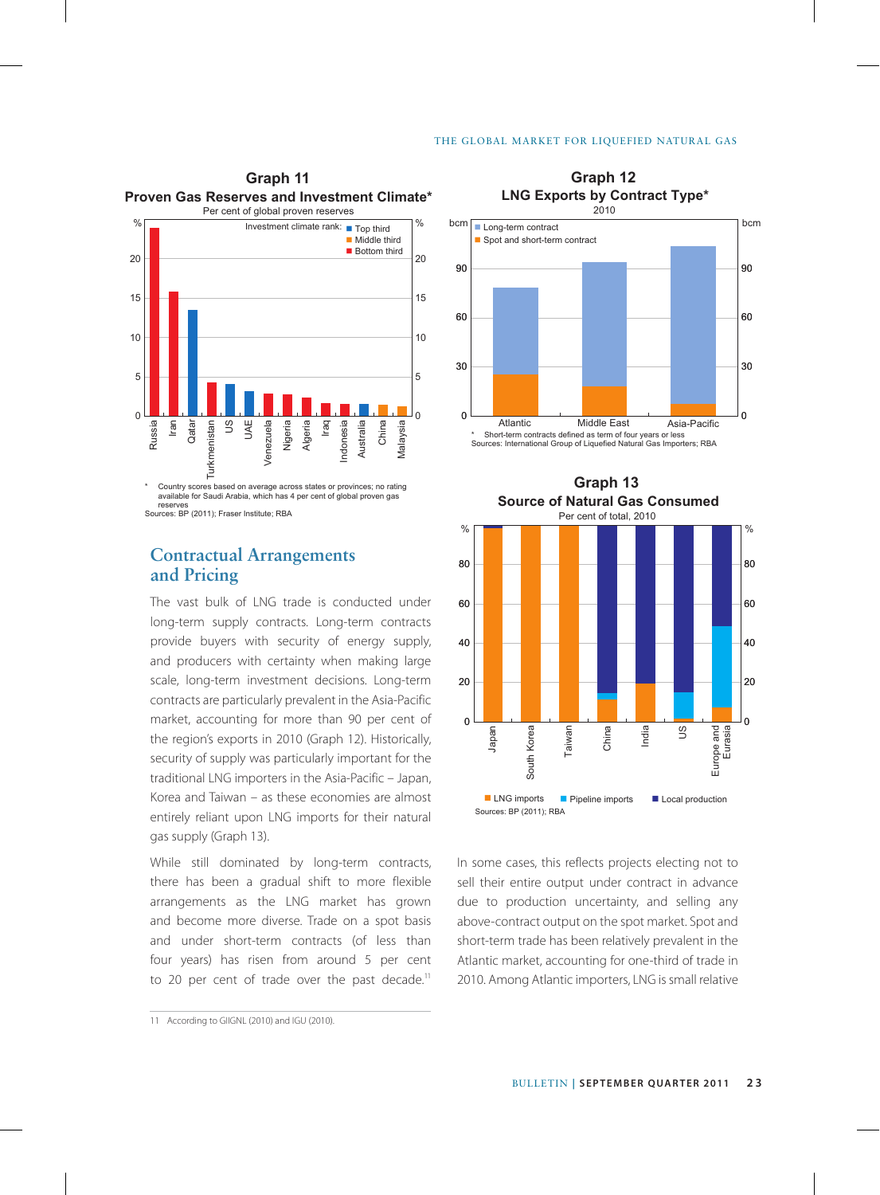**Graph 11**
**Proven Gas Reserves and Investment Climate***
Per cent of global proven reserves

\* Country scores based on average across states or provinces; no rating available for Saudi Arabia, which has 4 per cent of global proven gas reserves

Sources: BP (2011); Fraser Institute; RBA

**Graph 12**
**LNG Exports by Contract Type***
2010

\* Short-term contracts defined as term of four years or less

Sources: International Group of Liquefied Natural Gas Importers; RBA

**Graph 13**
**Source of Natural Gas Consumed**
Per cent of total, 2010

Sources: BP (2011); RBA

## Contractual Arrangements and Pricing

The vast bulk of LNG trade is conducted under long-term supply contracts. Long-term contracts provide buyers with security of energy supply, and producers with certainty when making large scale, long-term investment decisions. Long-term contracts are particularly prevalent in the Asia-Pacific market, accounting for more than 90 per cent of the region's exports in 2010 (Graph 12). Historically, security of supply was particularly important for the traditional LNG importers in the Asia-Pacific – Japan, Korea and Taiwan – as these economies are almost entirely reliant upon LNG imports for their natural gas supply (Graph 13).

While still dominated by long-term contracts, there has been a gradual shift to more flexible arrangements as the LNG market has grown and become more diverse. Trade on a spot basis and under short-term contracts (of less than four years) has risen from around 5 per cent to 20 per cent of trade over the past decade.[11] In some cases, this reflects projects electing not to sell their entire output under contract in advance due to production uncertainty, and selling any above-contract output on the spot market. Spot and short-term trade has been relatively prevalent in the Atlantic market, accounting for one-third of trade in 2010. Among Atlantic importers, LNG is small relative

11 According to GIIGNL (2010) and IGU (2010).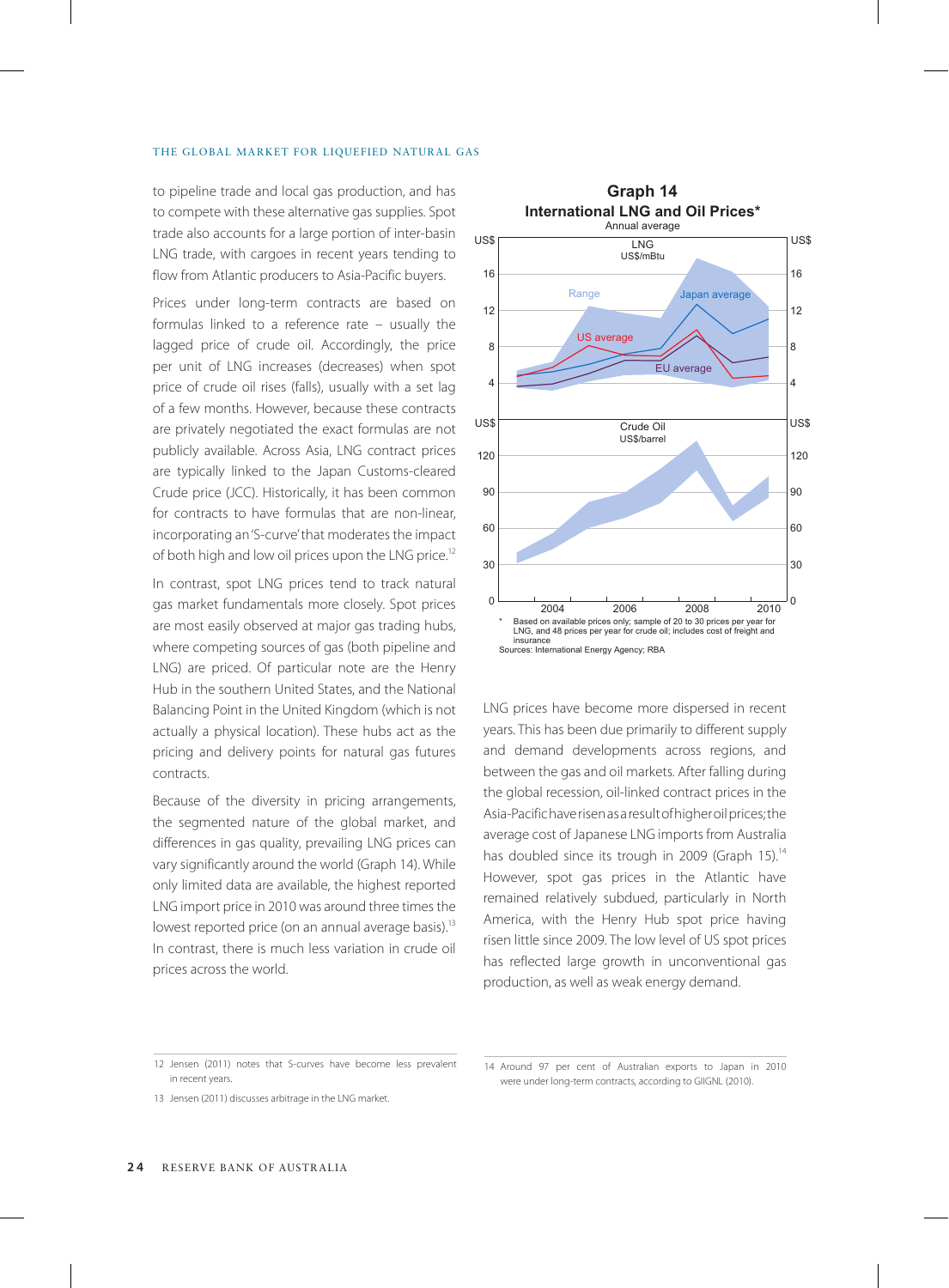to pipeline trade and local gas production, and has to compete with these alternative gas supplies. Spot trade also accounts for a large portion of inter-basin LNG trade, with cargoes in recent years tending to flow from Atlantic producers to Asia-Pacific buyers.

Prices under long-term contracts are based on formulas linked to a reference rate – usually the lagged price of crude oil. Accordingly, the price per unit of LNG increases (decreases) when spot price of crude oil rises (falls), usually with a set lag of a few months. However, because these contracts are privately negotiated the exact formulas are not publicly available. Across Asia, LNG contract prices are typically linked to the Japan Customs-cleared Crude price (JCC). Historically, it has been common for contracts to have formulas that are non-linear, incorporating an 'S-curve' that moderates the impact of both high and low oil prices upon the LNG price.[12]

In contrast, spot LNG prices tend to track natural gas market fundamentals more closely. Spot prices are most easily observed at major gas trading hubs, where competing sources of gas (both pipeline and LNG) are priced. Of particular note are the Henry Hub in the southern United States, and the National Balancing Point in the United Kingdom (which is not actually a physical location). These hubs act as the pricing and delivery points for natural gas futures contracts.

Because of the diversity in pricing arrangements, the segmented nature of the global market, and differences in gas quality, prevailing LNG prices can vary significantly around the world (Graph 14). While only limited data are available, the highest reported LNG import price in 2010 was around three times the lowest reported price (on an annual average basis).[13] In contrast, there is much less variation in crude oil prices across the world.

**Graph 14**
**International LNG and Oil Prices***
Annual average

\* Based on available prices only; sample of 20 to 30 prices per year for LNG, and 48 prices per year for crude oil; includes cost of freight and insurance

Sources: International Energy Agency; RBA

LNG prices have become more dispersed in recent years. This has been due primarily to different supply and demand developments across regions, and between the gas and oil markets. After falling during the global recession, oil-linked contract prices in the Asia-Pacific have risen as a result of higher oil prices; the average cost of Japanese LNG imports from Australia has doubled since its trough in 2009 (Graph 15).[14] However, spot gas prices in the Atlantic have remained relatively subdued, particularly in North America, with the Henry Hub spot price having risen little since 2009. The low level of US spot prices has reflected large growth in unconventional gas production, as well as weak energy demand.

---

12 Jensen (2011) notes that S-curves have become less prevalent in recent years.

13 Jensen (2011) discusses arbitrage in the LNG market.

14 Around 97 per cent of Australian exports to Japan in 2010 were under long-term contracts, according to GIIGNL (2010).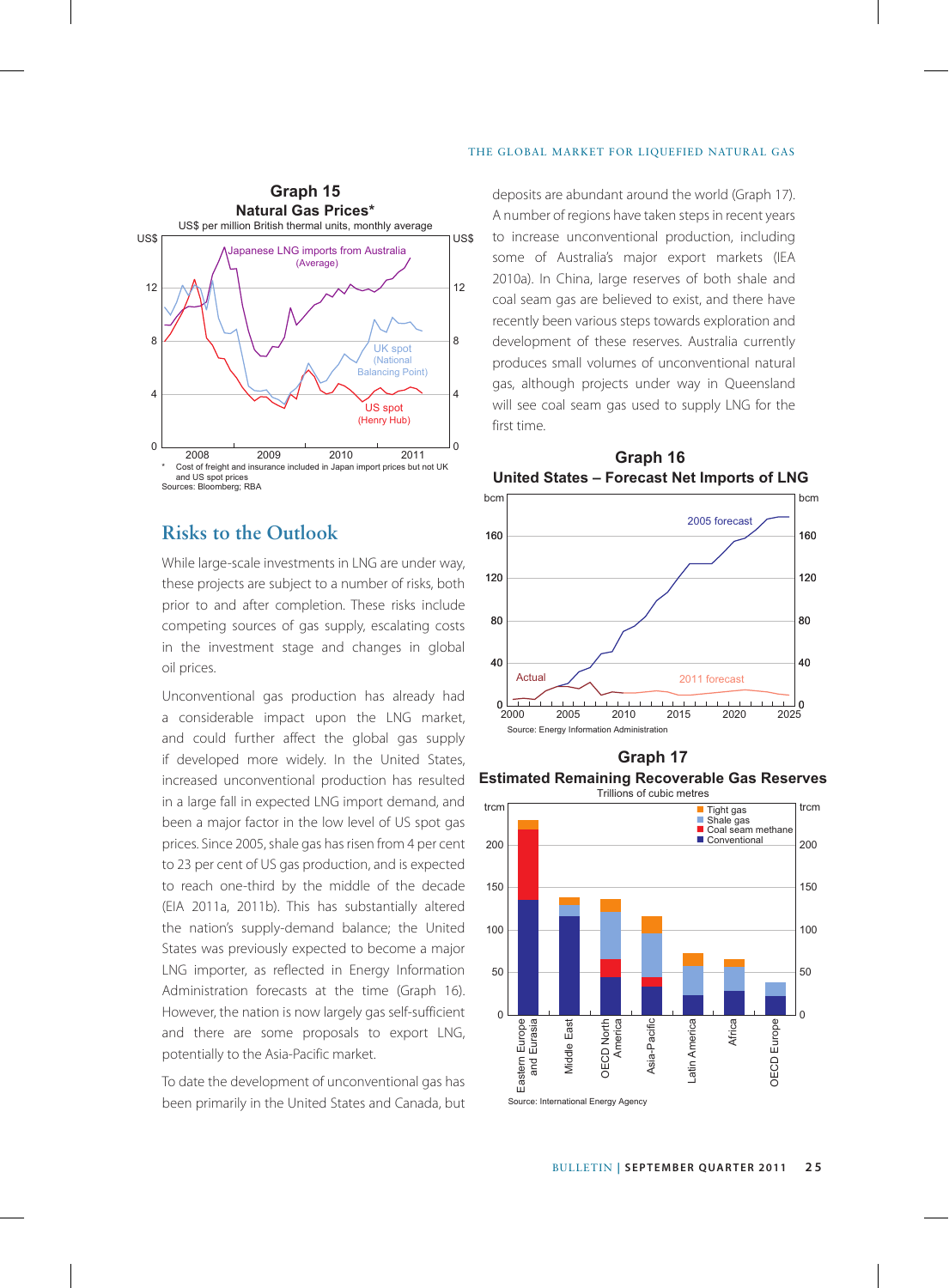**Graph 15**
**Natural Gas Prices***
US$ per million British thermal units, monthly average

\* Cost of freight and insurance included in Japan import prices but not UK and US spot prices
Sources: Bloomberg; RBA

## Risks to the Outlook

While large-scale investments in LNG are under way, these projects are subject to a number of risks, both prior to and after completion. These risks include competing sources of gas supply, escalating costs in the investment stage and changes in global oil prices.

Unconventional gas production has already had a considerable impact upon the LNG market, and could further affect the global gas supply if developed more widely. In the United States, increased unconventional production has resulted in a large fall in expected LNG import demand, and been a major factor in the low level of US spot gas prices. Since 2005, shale gas has risen from 4 per cent to 23 per cent of US gas production, and is expected to reach one-third by the middle of the decade (EIA 2011a, 2011b). This has substantially altered the nation's supply-demand balance; the United States was previously expected to become a major LNG importer, as reflected in Energy Information Administration forecasts at the time (Graph 16). However, the nation is now largely gas self-sufficient and there are some proposals to export LNG, potentially to the Asia-Pacific market.

To date the development of unconventional gas has been primarily in the United States and Canada, but deposits are abundant around the world (Graph 17). A number of regions have taken steps in recent years to increase unconventional production, including some of Australia's major export markets (IEA 2010a). In China, large reserves of both shale and coal seam gas are believed to exist, and there have recently been various steps towards exploration and development of these reserves. Australia currently produces small volumes of unconventional natural gas, although projects under way in Queensland will see coal seam gas used to supply LNG for the first time.

**Graph 16**
**United States – Forecast Net Imports of LNG**

Source: Energy Information Administration

**Graph 17**
**Estimated Remaining Recoverable Gas Reserves**
Trillions of cubic metres

Source: International Energy Agency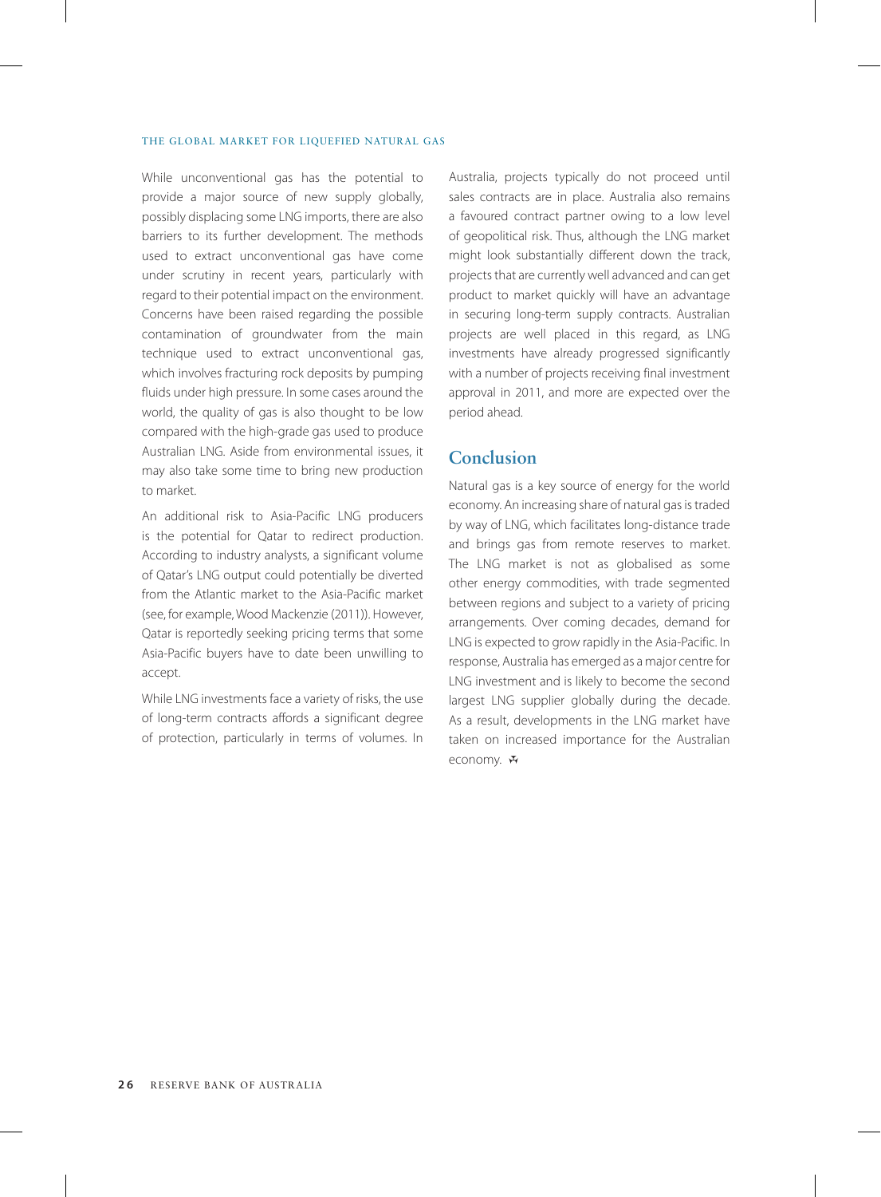While unconventional gas has the potential to provide a major source of new supply globally, possibly displacing some LNG imports, there are also barriers to its further development. The methods used to extract unconventional gas have come under scrutiny in recent years, particularly with regard to their potential impact on the environment. Concerns have been raised regarding the possible contamination of groundwater from the main technique used to extract unconventional gas, which involves fracturing rock deposits by pumping fluids under high pressure. In some cases around the world, the quality of gas is also thought to be low compared with the high-grade gas used to produce Australian LNG. Aside from environmental issues, it may also take some time to bring new production to market.

An additional risk to Asia-Pacific LNG producers is the potential for Qatar to redirect production. According to industry analysts, a significant volume of Qatar's LNG output could potentially be diverted from the Atlantic market to the Asia-Pacific market (see, for example, Wood Mackenzie (2011)). However, Qatar is reportedly seeking pricing terms that some Asia-Pacific buyers have to date been unwilling to accept.

While LNG investments face a variety of risks, the use of long-term contracts affords a significant degree of protection, particularly in terms of volumes. In Australia, projects typically do not proceed until sales contracts are in place. Australia also remains a favoured contract partner owing to a low level of geopolitical risk. Thus, although the LNG market might look substantially different down the track, projects that are currently well advanced and can get product to market quickly will have an advantage in securing long-term supply contracts. Australian projects are well placed in this regard, as LNG investments have already progressed significantly with a number of projects receiving final investment approval in 2011, and more are expected over the period ahead.

## Conclusion

Natural gas is a key source of energy for the world economy. An increasing share of natural gas is traded by way of LNG, which facilitates long-distance trade and brings gas from remote reserves to market. The LNG market is not as globalised as some other energy commodities, with trade segmented between regions and subject to a variety of pricing arrangements. Over coming decades, demand for LNG is expected to grow rapidly in the Asia-Pacific. In response, Australia has emerged as a major centre for LNG investment and is likely to become the second largest LNG supplier globally during the decade. As a result, developments in the LNG market have taken on increased importance for the Australian economy.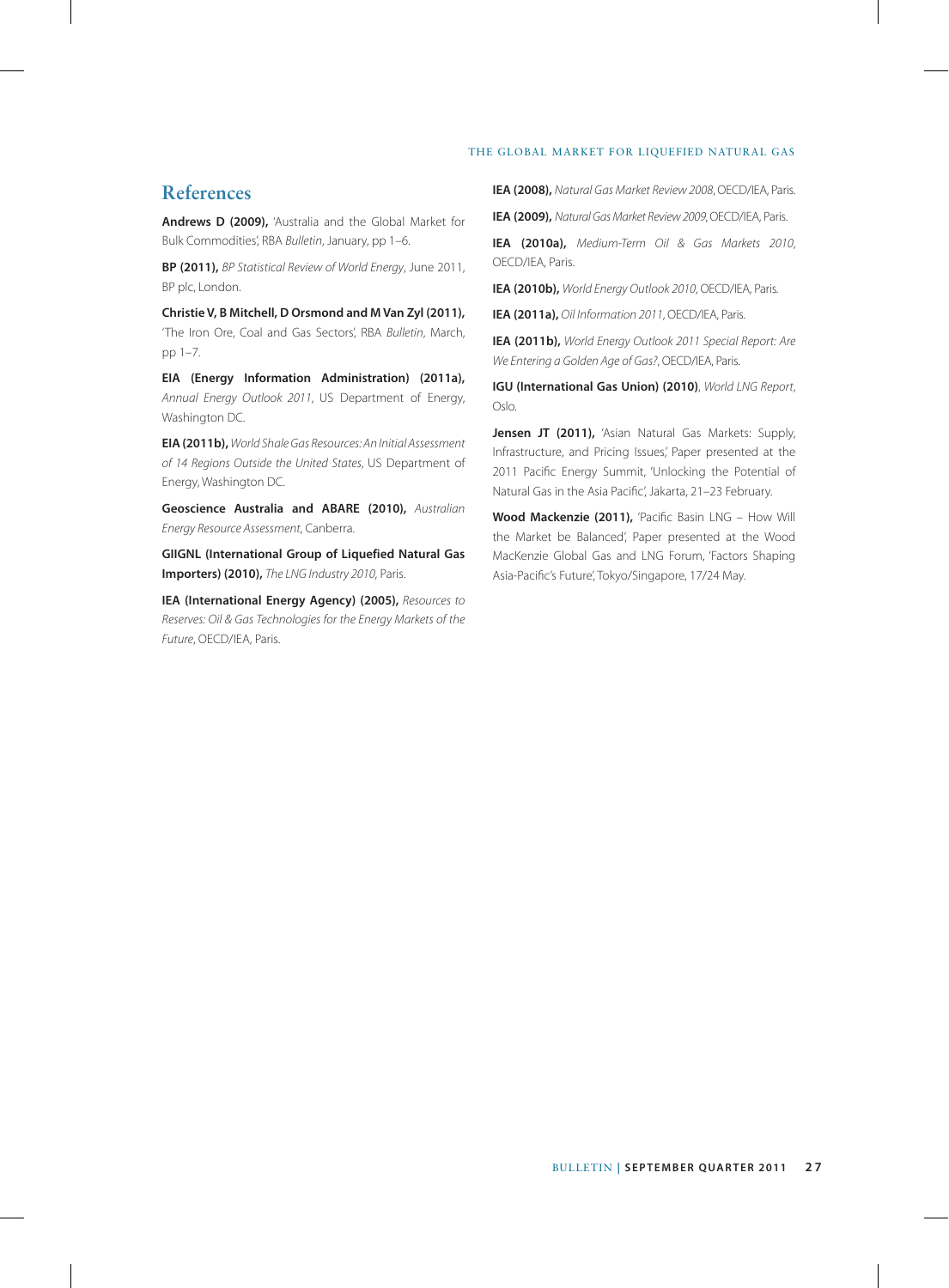## References

**Andrews D (2009),** 'Australia and the Global Market for Bulk Commodities', RBA *Bulletin*, January, pp 1–6.

**BP (2011),** *BP Statistical Review of World Energy*, June 2011, BP plc, London.

**Christie V, B Mitchell, D Orsmond and M Van Zyl (2011),** 'The Iron Ore, Coal and Gas Sectors', RBA *Bulletin*, March, pp 1–7.

**EIA (Energy Information Administration) (2011a),** *Annual Energy Outlook 2011*, US Department of Energy, Washington DC.

**EIA (2011b),** *World Shale Gas Resources: An Initial Assessment of 14 Regions Outside the United States*, US Department of Energy, Washington DC.

**Geoscience Australia and ABARE (2010),** *Australian Energy Resource Assessment*, Canberra.

**GIIGNL (International Group of Liquefied Natural Gas Importers) (2010),** *The LNG Industry 2010*, Paris.

**IEA (International Energy Agency) (2005),** *Resources to Reserves: Oil & Gas Technologies for the Energy Markets of the Future*, OECD/IEA, Paris.

**IEA (2008),** *Natural Gas Market Review 2008*, OECD/IEA, Paris.

**IEA (2009),** *Natural Gas Market Review 2009*, OECD/IEA, Paris.

**IEA (2010a),** *Medium-Term Oil & Gas Markets 2010*, OECD/IEA, Paris.

**IEA (2010b),** *World Energy Outlook 2010*, OECD/IEA, Paris.

**IEA (2011a),** *Oil Information 2011*, OECD/IEA, Paris.

**IEA (2011b),** *World Energy Outlook 2011 Special Report: Are We Entering a Golden Age of Gas?*, OECD/IEA, Paris.

**IGU (International Gas Union) (2010)**, *World LNG Report*, Oslo.

**Jensen JT (2011),** 'Asian Natural Gas Markets: Supply, Infrastructure, and Pricing Issues,' Paper presented at the 2011 Pacific Energy Summit, 'Unlocking the Potential of Natural Gas in the Asia Pacific', Jakarta, 21–23 February.

**Wood Mackenzie (2011),** 'Pacific Basin LNG – How Will the Market be Balanced', Paper presented at the Wood MacKenzie Global Gas and LNG Forum, 'Factors Shaping Asia-Pacific's Future', Tokyo/Singapore, 17/24 May.